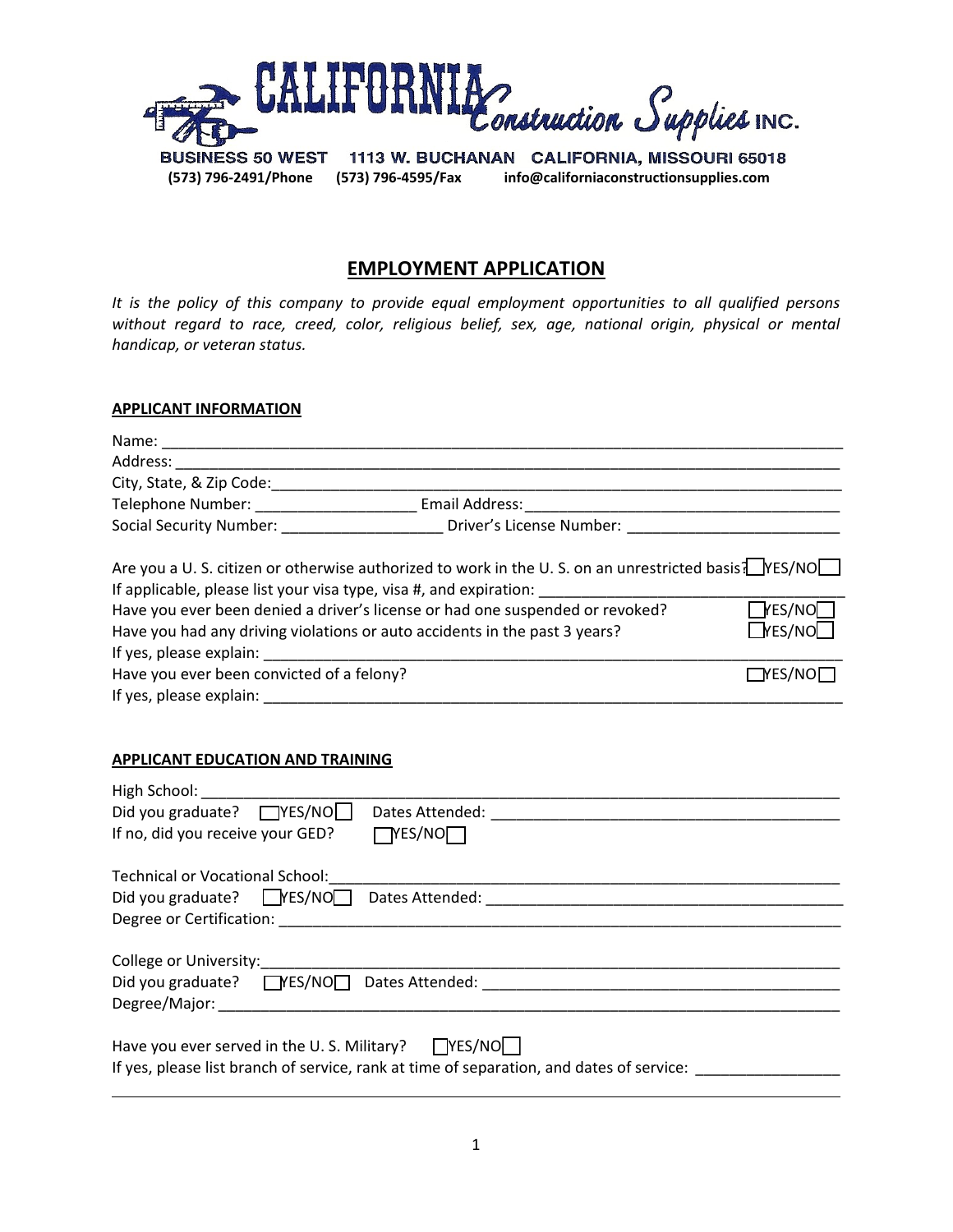# CALIFORNIA Construction Supplies INC.

BUSINESS 50 WEST 1113 W. BUCHANAN CALIFORNIA, MISSOURI 65018

(573) 796-2491/Phone (573) 796-4595/Fax info@californiaconstructionsupplies.com

## EMPLOYMENT APPLICATION

*It is the policy of this company to provide equal employment opportunities to all qualified persons without regard to race, creed, color, religious belief, sex, age, national origin, physical or mental handicap, or veteran status.*

### APPLICANT INFORMATION

Name: ________________________________________________________________________________

Address: ______________________________________________________________________________

City, State, & Zip Code: _______________________________________________________________

Telephone Number: ___________________ Email Address: _______________________________________

Social Security Number: ___________________ Driver's License Number: _________________________

Are you a U. S. citizen or otherwise authorized to work in the U. S. on an unrestricted basis? ☐ YES/NO ☐

If applicable, please list your visa type, visa #, and expiration: ___________________________________

Have you ever been denied a driver's license or had one suspended or revoked? ☐ YES/NO ☐

Have you had any driving violations or auto accidents in the past 3 years? ☐ YES/NO ☐

If yes, please explain: __________________________________________________________________

Have you ever been convicted of a felony? ☐ YES/NO ☐

If yes, please explain: __________________________________________________________________

### APPLICANT EDUCATION AND TRAINING

High School: ___________________________________________________________________________

Did you graduate? ☐ YES/NO ☐ Dates Attended: _______________________________________

If no, did you receive your GED? ☐ YES/NO ☐

Technical or Vocational School: __________________________________________________________

Did you graduate? ☐ YES/NO ☐ Dates Attended: _______________________________________

Degree or Certification: ________________________________________________________________

College or University: __________________________________________________________________

Did you graduate? ☐ YES/NO ☐ Dates Attended: _______________________________________

Degree/Major: _________________________________________________________________________

Have you ever served in the U. S. Military? ☐ YES/NO ☐

If yes, please list branch of service, rank at time of separation, and dates of service: ________________

_______________________________________________________________________________________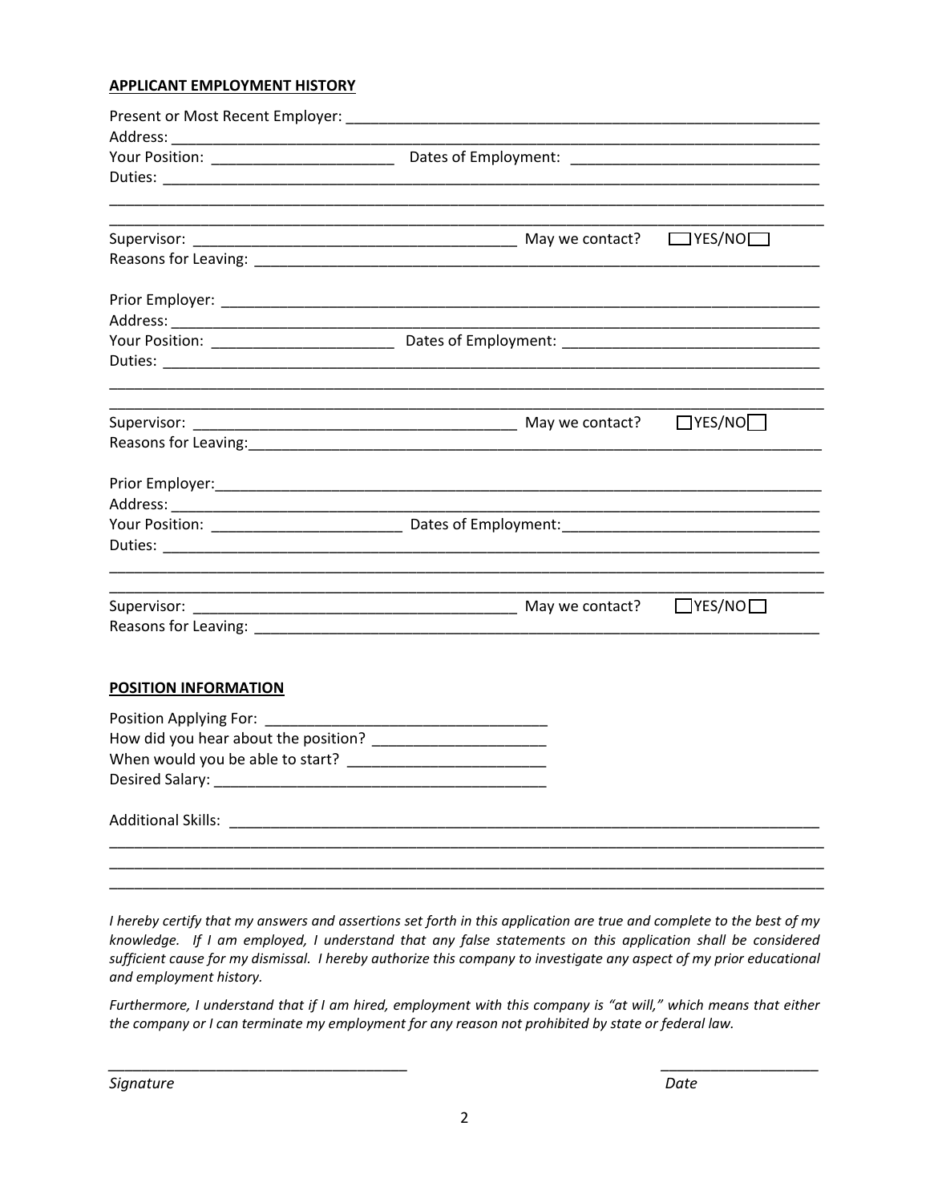**APPLICANT EMPLOYMENT HISTORY**

Present or Most Recent Employer: ____________________________________________________________

Address: ____________________________________________________________________________

Your Position: ______________________ Dates of Employment: _____________________________

Duties: ______________________________________________________________________________

______________________________________________________________________________________

______________________________________________________________________________________

Supervisor: _______________________________________ May we contact? ☐YES/NO☐

Reasons for Leaving: ___________________________________________________________________

Prior Employer: _______________________________________________________________________

Address: ____________________________________________________________________________

Your Position: ______________________ Dates of Employment: _____________________________

Duties: ______________________________________________________________________________

______________________________________________________________________________________

______________________________________________________________________________________

Supervisor: _______________________________________ May we contact? ☐YES/NO☐

Reasons for Leaving: ___________________________________________________________________

Prior Employer: _______________________________________________________________________

Address: ____________________________________________________________________________

Your Position: ______________________ Dates of Employment: _____________________________

Duties: ______________________________________________________________________________

______________________________________________________________________________________

______________________________________________________________________________________

Supervisor: _______________________________________ May we contact? ☐YES/NO☐

Reasons for Leaving: ___________________________________________________________________

**POSITION INFORMATION**

Position Applying For: __________________________________

How did you hear about the position? _____________________

When would you be able to start? ________________________

Desired Salary: _________________________________________

Additional Skills: ______________________________________________________________________

______________________________________________________________________________________

______________________________________________________________________________________

______________________________________________________________________________________

*I hereby certify that my answers and assertions set forth in this application are true and complete to the best of my knowledge. If I am employed, I understand that any false statements on this application shall be considered sufficient cause for my dismissal. I hereby authorize this company to investigate any aspect of my prior educational and employment history.*

*Furthermore, I understand that if I am hired, employment with this company is "at will," which means that either the company or I can terminate my employment for any reason not prohibited by state or federal law.*

___________________________________ ___________________

*Signature* *Date*